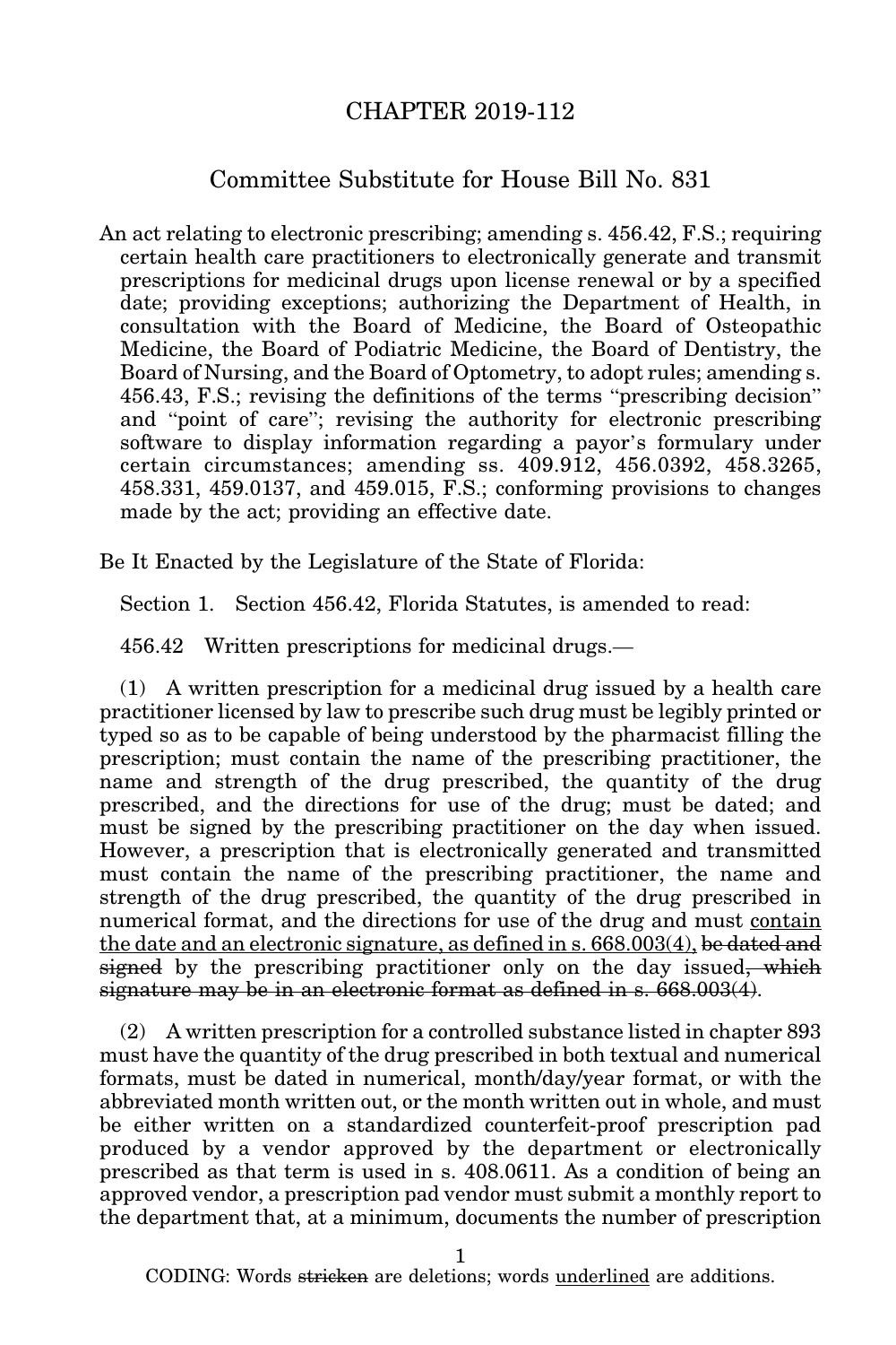# CHAPTER 2019-112

## Committee Substitute for House Bill No. 831

An act relating to electronic prescribing; amending s. 456.42, F.S.; requiring certain health care practitioners to electronically generate and transmit prescriptions for medicinal drugs upon license renewal or by a specified date; providing exceptions; authorizing the Department of Health, in consultation with the Board of Medicine, the Board of Osteopathic Medicine, the Board of Podiatric Medicine, the Board of Dentistry, the Board of Nursing, and the Board of Optometry, to adopt rules; amending s. 456.43, F.S.; revising the definitions of the terms "prescribing decision" and "point of care"; revising the authority for electronic prescribing software to display information regarding a payor's formulary under certain circumstances; amending ss. 409.912, 456.0392, 458.3265, 458.331, 459.0137, and 459.015, F.S.; conforming provisions to changes made by the act; providing an effective date.

Be It Enacted by the Legislature of the State of Florida:

Section 1. Section 456.42, Florida Statutes, is amended to read:

456.42 Written prescriptions for medicinal drugs.—

(1) A written prescription for a medicinal drug issued by a health care practitioner licensed by law to prescribe such drug must be legibly printed or typed so as to be capable of being understood by the pharmacist filling the prescription; must contain the name of the prescribing practitioner, the name and strength of the drug prescribed, the quantity of the drug prescribed, and the directions for use of the drug; must be dated; and must be signed by the prescribing practitioner on the day when issued. However, a prescription that is electronically generated and transmitted must contain the name of the prescribing practitioner, the name and strength of the drug prescribed, the quantity of the drug prescribed in numerical format, and the directions for use of the drug and must <u>contain the date and an electronic signature, as defined in s. 668.003(4),</u> ~~be dated and signed~~ by the prescribing practitioner only on the day issued~~, which signature may be in an electronic format as defined in s. 668.003(4)~~.

(2) A written prescription for a controlled substance listed in chapter 893 must have the quantity of the drug prescribed in both textual and numerical formats, must be dated in numerical, month/day/year format, or with the abbreviated month written out, or the month written out in whole, and must be either written on a standardized counterfeit-proof prescription pad produced by a vendor approved by the department or electronically prescribed as that term is used in s. 408.0611. As a condition of being an approved vendor, a prescription pad vendor must submit a monthly report to the department that, at a minimum, documents the number of prescription

CODING: Words ~~stricken~~ are deletions; words <u>underlined</u> are additions.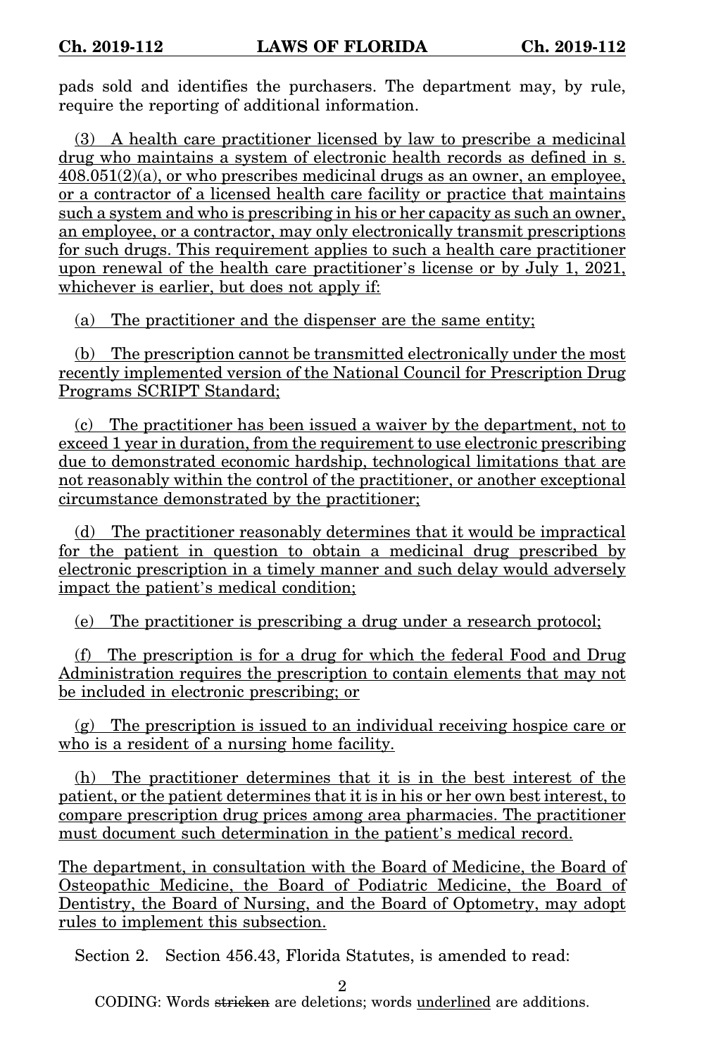pads sold and identifies the purchasers. The department may, by rule, require the reporting of additional information.

(3) A health care practitioner licensed by law to prescribe a medicinal drug who maintains a system of electronic health records as defined in s. 408.051(2)(a), or who prescribes medicinal drugs as an owner, an employee, or a contractor of a licensed health care facility or practice that maintains such a system and who is prescribing in his or her capacity as such an owner, an employee, or a contractor, may only electronically transmit prescriptions for such drugs. This requirement applies to such a health care practitioner upon renewal of the health care practitioner's license or by July 1, 2021, whichever is earlier, but does not apply if:

(a) The practitioner and the dispenser are the same entity;

(b) The prescription cannot be transmitted electronically under the most recently implemented version of the National Council for Prescription Drug Programs SCRIPT Standard;

(c) The practitioner has been issued a waiver by the department, not to exceed 1 year in duration, from the requirement to use electronic prescribing due to demonstrated economic hardship, technological limitations that are not reasonably within the control of the practitioner, or another exceptional circumstance demonstrated by the practitioner;

(d) The practitioner reasonably determines that it would be impractical for the patient in question to obtain a medicinal drug prescribed by electronic prescription in a timely manner and such delay would adversely impact the patient's medical condition;

(e) The practitioner is prescribing a drug under a research protocol;

(f) The prescription is for a drug for which the federal Food and Drug Administration requires the prescription to contain elements that may not be included in electronic prescribing; or

(g) The prescription is issued to an individual receiving hospice care or who is a resident of a nursing home facility.

(h) The practitioner determines that it is in the best interest of the patient, or the patient determines that it is in his or her own best interest, to compare prescription drug prices among area pharmacies. The practitioner must document such determination in the patient's medical record.

The department, in consultation with the Board of Medicine, the Board of Osteopathic Medicine, the Board of Podiatric Medicine, the Board of Dentistry, the Board of Nursing, and the Board of Optometry, may adopt rules to implement this subsection.

Section 2. Section 456.43, Florida Statutes, is amended to read:

CODING: Words stricken are deletions; words underlined are additions.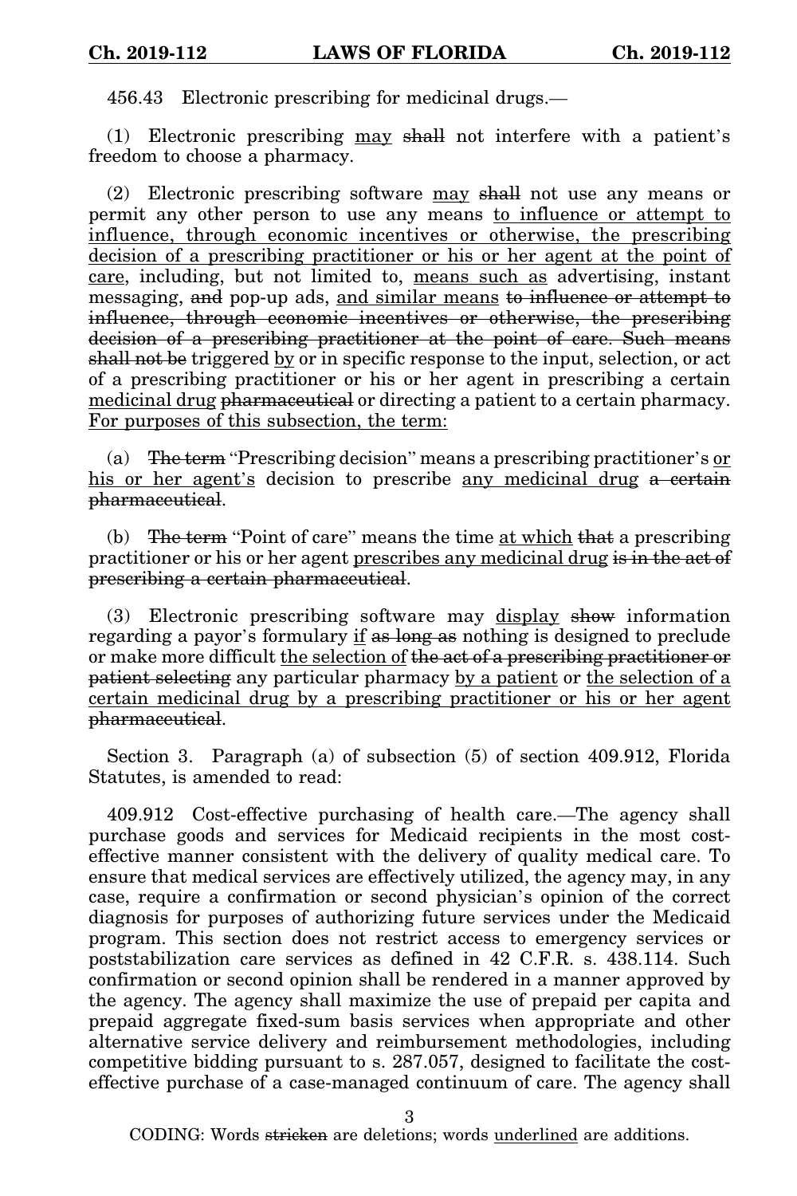456.43 Electronic prescribing for medicinal drugs.—

(1) Electronic prescribing <u>may</u> ~~shall~~ not interfere with a patient's freedom to choose a pharmacy.

(2) Electronic prescribing software <u>may</u> ~~shall~~ not use any means or permit any other person to use any means <u>to influence or attempt to influence, through economic incentives or otherwise, the prescribing decision of a prescribing practitioner or his or her agent at the point of care</u>, including, but not limited to, <u>means such as</u> advertising, instant messaging, ~~and~~ pop-up ads, <u>and similar means</u> ~~to influence or attempt to influence, through economic incentives or otherwise, the prescribing decision of a prescribing practitioner at the point of care. Such means shall not be~~ triggered <u>by</u> or in specific response to the input, selection, or act of a prescribing practitioner or his or her agent in prescribing a certain <u>medicinal drug</u> ~~pharmaceutical~~ or directing a patient to a certain pharmacy. <u>For purposes of this subsection, the term:</u>

(a) ~~The term~~ "Prescribing decision" means a prescribing practitioner's <u>or his or her agent's</u> decision to prescribe <u>any medicinal drug</u> ~~a certain pharmaceutical~~.

(b) ~~The term~~ "Point of care" means the time <u>at which</u> ~~that~~ a prescribing practitioner or his or her agent <u>prescribes any medicinal drug</u> ~~is in the act of prescribing a certain pharmaceutical~~.

(3) Electronic prescribing software may <u>display</u> ~~show~~ information regarding a payor's formulary <u>if</u> ~~as long as~~ nothing is designed to preclude or make more difficult <u>the selection of</u> ~~the act of a prescribing practitioner or patient selecting~~ any particular pharmacy <u>by a patient</u> or <u>the selection of a certain medicinal drug by a prescribing practitioner or his or her agent</u> ~~pharmaceutical~~.

Section 3. Paragraph (a) of subsection (5) of section 409.912, Florida Statutes, is amended to read:

409.912 Cost-effective purchasing of health care.—The agency shall purchase goods and services for Medicaid recipients in the most cost-effective manner consistent with the delivery of quality medical care. To ensure that medical services are effectively utilized, the agency may, in any case, require a confirmation or second physician's opinion of the correct diagnosis for purposes of authorizing future services under the Medicaid program. This section does not restrict access to emergency services or poststabilization care services as defined in 42 C.F.R. s. 438.114. Such confirmation or second opinion shall be rendered in a manner approved by the agency. The agency shall maximize the use of prepaid per capita and prepaid aggregate fixed-sum basis services when appropriate and other alternative service delivery and reimbursement methodologies, including competitive bidding pursuant to s. 287.057, designed to facilitate the cost-effective purchase of a case-managed continuum of care. The agency shall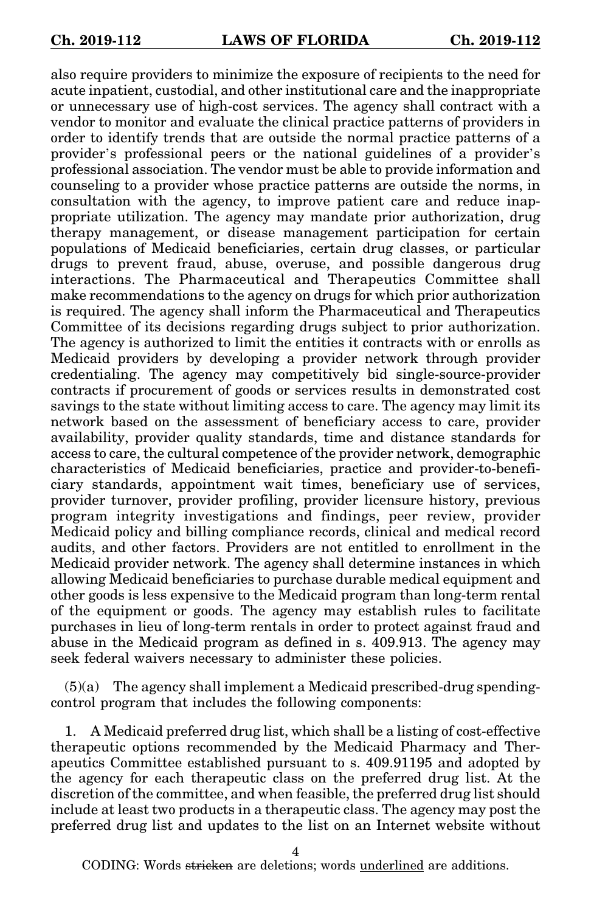also require providers to minimize the exposure of recipients to the need for acute inpatient, custodial, and other institutional care and the inappropriate or unnecessary use of high-cost services. The agency shall contract with a vendor to monitor and evaluate the clinical practice patterns of providers in order to identify trends that are outside the normal practice patterns of a provider's professional peers or the national guidelines of a provider's professional association. The vendor must be able to provide information and counseling to a provider whose practice patterns are outside the norms, in consultation with the agency, to improve patient care and reduce inappropriate utilization. The agency may mandate prior authorization, drug therapy management, or disease management participation for certain populations of Medicaid beneficiaries, certain drug classes, or particular drugs to prevent fraud, abuse, overuse, and possible dangerous drug interactions. The Pharmaceutical and Therapeutics Committee shall make recommendations to the agency on drugs for which prior authorization is required. The agency shall inform the Pharmaceutical and Therapeutics Committee of its decisions regarding drugs subject to prior authorization. The agency is authorized to limit the entities it contracts with or enrolls as Medicaid providers by developing a provider network through provider credentialing. The agency may competitively bid single-source-provider contracts if procurement of goods or services results in demonstrated cost savings to the state without limiting access to care. The agency may limit its network based on the assessment of beneficiary access to care, provider availability, provider quality standards, time and distance standards for access to care, the cultural competence of the provider network, demographic characteristics of Medicaid beneficiaries, practice and provider-to-beneficiary standards, appointment wait times, beneficiary use of services, provider turnover, provider profiling, provider licensure history, previous program integrity investigations and findings, peer review, provider Medicaid policy and billing compliance records, clinical and medical record audits, and other factors. Providers are not entitled to enrollment in the Medicaid provider network. The agency shall determine instances in which allowing Medicaid beneficiaries to purchase durable medical equipment and other goods is less expensive to the Medicaid program than long-term rental of the equipment or goods. The agency may establish rules to facilitate purchases in lieu of long-term rentals in order to protect against fraud and abuse in the Medicaid program as defined in s. 409.913. The agency may seek federal waivers necessary to administer these policies.

(5)(a) The agency shall implement a Medicaid prescribed-drug spending-control program that includes the following components:

1. A Medicaid preferred drug list, which shall be a listing of cost-effective therapeutic options recommended by the Medicaid Pharmacy and Therapeutics Committee established pursuant to s. 409.91195 and adopted by the agency for each therapeutic class on the preferred drug list. At the discretion of the committee, and when feasible, the preferred drug list should include at least two products in a therapeutic class. The agency may post the preferred drug list and updates to the list on an Internet website without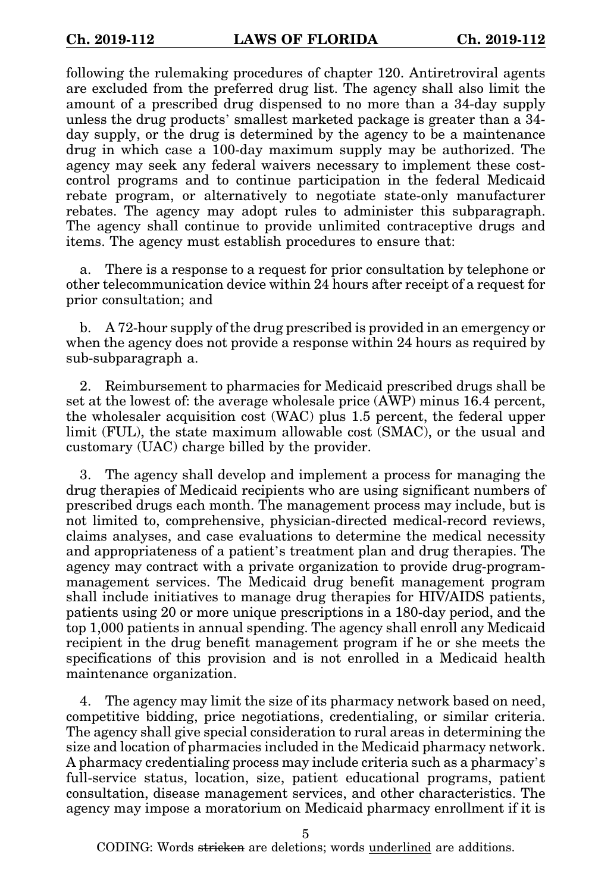following the rulemaking procedures of chapter 120. Antiretroviral agents are excluded from the preferred drug list. The agency shall also limit the amount of a prescribed drug dispensed to no more than a 34-day supply unless the drug products' smallest marketed package is greater than a 34-day supply, or the drug is determined by the agency to be a maintenance drug in which case a 100-day maximum supply may be authorized. The agency may seek any federal waivers necessary to implement these cost-control programs and to continue participation in the federal Medicaid rebate program, or alternatively to negotiate state-only manufacturer rebates. The agency may adopt rules to administer this subparagraph. The agency shall continue to provide unlimited contraceptive drugs and items. The agency must establish procedures to ensure that:

a. There is a response to a request for prior consultation by telephone or other telecommunication device within 24 hours after receipt of a request for prior consultation; and

b. A 72-hour supply of the drug prescribed is provided in an emergency or when the agency does not provide a response within 24 hours as required by sub-subparagraph a.

2. Reimbursement to pharmacies for Medicaid prescribed drugs shall be set at the lowest of: the average wholesale price (AWP) minus 16.4 percent, the wholesaler acquisition cost (WAC) plus 1.5 percent, the federal upper limit (FUL), the state maximum allowable cost (SMAC), or the usual and customary (UAC) charge billed by the provider.

3. The agency shall develop and implement a process for managing the drug therapies of Medicaid recipients who are using significant numbers of prescribed drugs each month. The management process may include, but is not limited to, comprehensive, physician-directed medical-record reviews, claims analyses, and case evaluations to determine the medical necessity and appropriateness of a patient's treatment plan and drug therapies. The agency may contract with a private organization to provide drug-program-management services. The Medicaid drug benefit management program shall include initiatives to manage drug therapies for HIV/AIDS patients, patients using 20 or more unique prescriptions in a 180-day period, and the top 1,000 patients in annual spending. The agency shall enroll any Medicaid recipient in the drug benefit management program if he or she meets the specifications of this provision and is not enrolled in a Medicaid health maintenance organization.

4. The agency may limit the size of its pharmacy network based on need, competitive bidding, price negotiations, credentialing, or similar criteria. The agency shall give special consideration to rural areas in determining the size and location of pharmacies included in the Medicaid pharmacy network. A pharmacy credentialing process may include criteria such as a pharmacy's full-service status, location, size, patient educational programs, patient consultation, disease management services, and other characteristics. The agency may impose a moratorium on Medicaid pharmacy enrollment if it is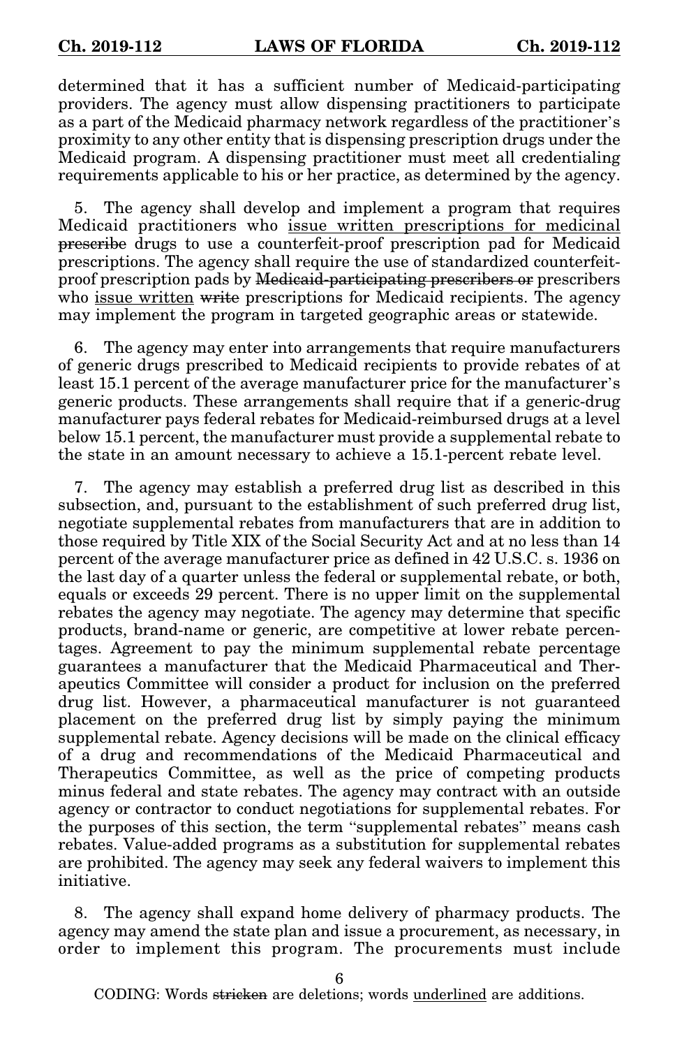determined that it has a sufficient number of Medicaid-participating providers. The agency must allow dispensing practitioners to participate as a part of the Medicaid pharmacy network regardless of the practitioner's proximity to any other entity that is dispensing prescription drugs under the Medicaid program. A dispensing practitioner must meet all credentialing requirements applicable to his or her practice, as determined by the agency.

5. The agency shall develop and implement a program that requires Medicaid practitioners who <u>issue written prescriptions for medicinal</u> ~~prescribe~~ drugs to use a counterfeit-proof prescription pad for Medicaid prescriptions. The agency shall require the use of standardized counterfeit-proof prescription pads by ~~Medicaid-participating prescribers or~~ prescribers who <u>issue written</u> ~~write~~ prescriptions for Medicaid recipients. The agency may implement the program in targeted geographic areas or statewide.

6. The agency may enter into arrangements that require manufacturers of generic drugs prescribed to Medicaid recipients to provide rebates of at least 15.1 percent of the average manufacturer price for the manufacturer's generic products. These arrangements shall require that if a generic-drug manufacturer pays federal rebates for Medicaid-reimbursed drugs at a level below 15.1 percent, the manufacturer must provide a supplemental rebate to the state in an amount necessary to achieve a 15.1-percent rebate level.

7. The agency may establish a preferred drug list as described in this subsection, and, pursuant to the establishment of such preferred drug list, negotiate supplemental rebates from manufacturers that are in addition to those required by Title XIX of the Social Security Act and at no less than 14 percent of the average manufacturer price as defined in 42 U.S.C. s. 1936 on the last day of a quarter unless the federal or supplemental rebate, or both, equals or exceeds 29 percent. There is no upper limit on the supplemental rebates the agency may negotiate. The agency may determine that specific products, brand-name or generic, are competitive at lower rebate percentages. Agreement to pay the minimum supplemental rebate percentage guarantees a manufacturer that the Medicaid Pharmaceutical and Therapeutics Committee will consider a product for inclusion on the preferred drug list. However, a pharmaceutical manufacturer is not guaranteed placement on the preferred drug list by simply paying the minimum supplemental rebate. Agency decisions will be made on the clinical efficacy of a drug and recommendations of the Medicaid Pharmaceutical and Therapeutics Committee, as well as the price of competing products minus federal and state rebates. The agency may contract with an outside agency or contractor to conduct negotiations for supplemental rebates. For the purposes of this section, the term "supplemental rebates" means cash rebates. Value-added programs as a substitution for supplemental rebates are prohibited. The agency may seek any federal waivers to implement this initiative.

8. The agency shall expand home delivery of pharmacy products. The agency may amend the state plan and issue a procurement, as necessary, in order to implement this program. The procurements must include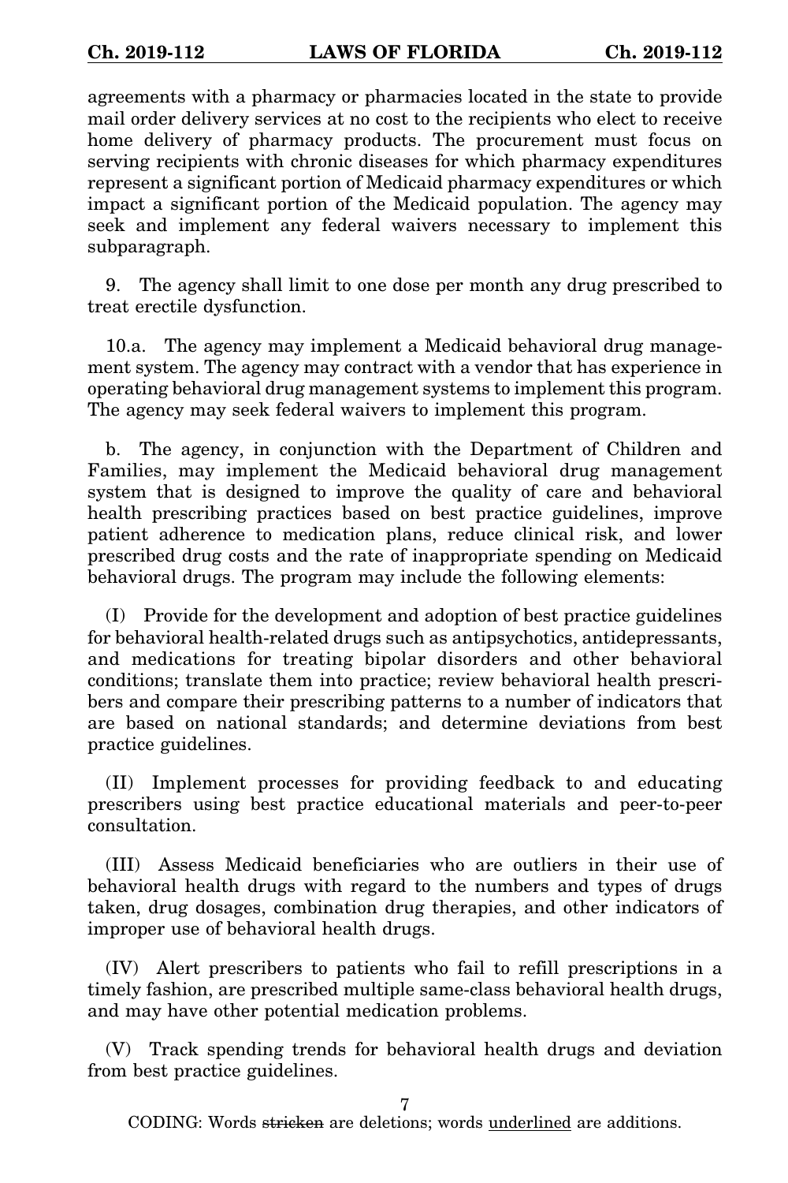agreements with a pharmacy or pharmacies located in the state to provide mail order delivery services at no cost to the recipients who elect to receive home delivery of pharmacy products. The procurement must focus on serving recipients with chronic diseases for which pharmacy expenditures represent a significant portion of Medicaid pharmacy expenditures or which impact a significant portion of the Medicaid population. The agency may seek and implement any federal waivers necessary to implement this subparagraph.

9. The agency shall limit to one dose per month any drug prescribed to treat erectile dysfunction.

10.a. The agency may implement a Medicaid behavioral drug management system. The agency may contract with a vendor that has experience in operating behavioral drug management systems to implement this program. The agency may seek federal waivers to implement this program.

b. The agency, in conjunction with the Department of Children and Families, may implement the Medicaid behavioral drug management system that is designed to improve the quality of care and behavioral health prescribing practices based on best practice guidelines, improve patient adherence to medication plans, reduce clinical risk, and lower prescribed drug costs and the rate of inappropriate spending on Medicaid behavioral drugs. The program may include the following elements:

(I) Provide for the development and adoption of best practice guidelines for behavioral health-related drugs such as antipsychotics, antidepressants, and medications for treating bipolar disorders and other behavioral conditions; translate them into practice; review behavioral health prescribers and compare their prescribing patterns to a number of indicators that are based on national standards; and determine deviations from best practice guidelines.

(II) Implement processes for providing feedback to and educating prescribers using best practice educational materials and peer-to-peer consultation.

(III) Assess Medicaid beneficiaries who are outliers in their use of behavioral health drugs with regard to the numbers and types of drugs taken, drug dosages, combination drug therapies, and other indicators of improper use of behavioral health drugs.

(IV) Alert prescribers to patients who fail to refill prescriptions in a timely fashion, are prescribed multiple same-class behavioral health drugs, and may have other potential medication problems.

(V) Track spending trends for behavioral health drugs and deviation from best practice guidelines.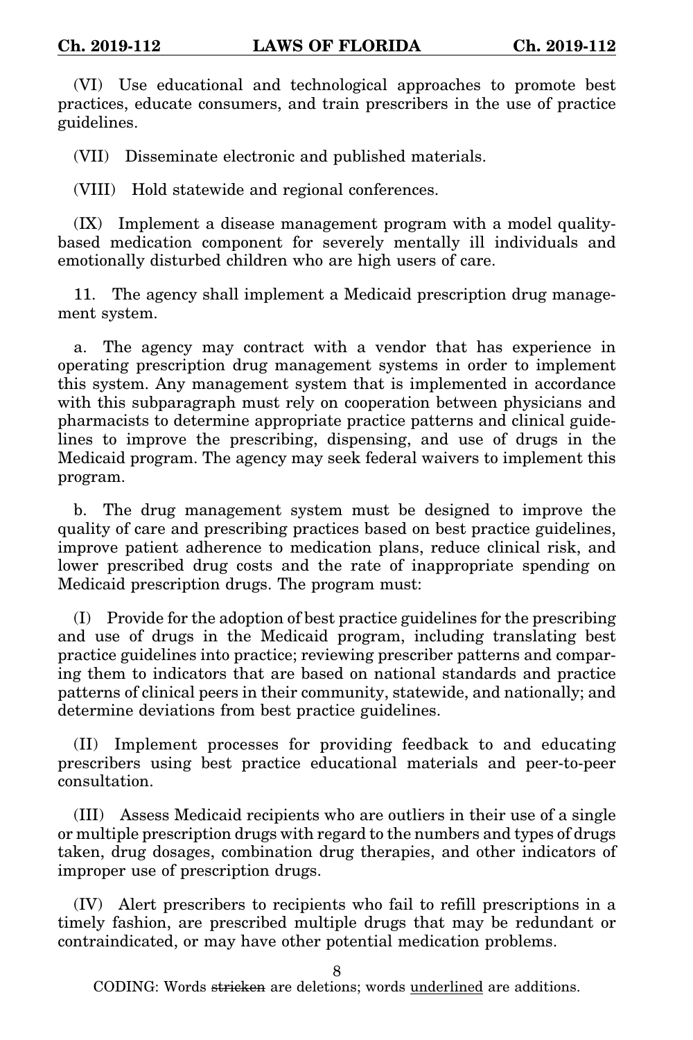(VI) Use educational and technological approaches to promote best practices, educate consumers, and train prescribers in the use of practice guidelines.

(VII) Disseminate electronic and published materials.

(VIII) Hold statewide and regional conferences.

(IX) Implement a disease management program with a model quality-based medication component for severely mentally ill individuals and emotionally disturbed children who are high users of care.

11. The agency shall implement a Medicaid prescription drug management system.

a. The agency may contract with a vendor that has experience in operating prescription drug management systems in order to implement this system. Any management system that is implemented in accordance with this subparagraph must rely on cooperation between physicians and pharmacists to determine appropriate practice patterns and clinical guidelines to improve the prescribing, dispensing, and use of drugs in the Medicaid program. The agency may seek federal waivers to implement this program.

b. The drug management system must be designed to improve the quality of care and prescribing practices based on best practice guidelines, improve patient adherence to medication plans, reduce clinical risk, and lower prescribed drug costs and the rate of inappropriate spending on Medicaid prescription drugs. The program must:

(I) Provide for the adoption of best practice guidelines for the prescribing and use of drugs in the Medicaid program, including translating best practice guidelines into practice; reviewing prescriber patterns and comparing them to indicators that are based on national standards and practice patterns of clinical peers in their community, statewide, and nationally; and determine deviations from best practice guidelines.

(II) Implement processes for providing feedback to and educating prescribers using best practice educational materials and peer-to-peer consultation.

(III) Assess Medicaid recipients who are outliers in their use of a single or multiple prescription drugs with regard to the numbers and types of drugs taken, drug dosages, combination drug therapies, and other indicators of improper use of prescription drugs.

(IV) Alert prescribers to recipients who fail to refill prescriptions in a timely fashion, are prescribed multiple drugs that may be redundant or contraindicated, or may have other potential medication problems.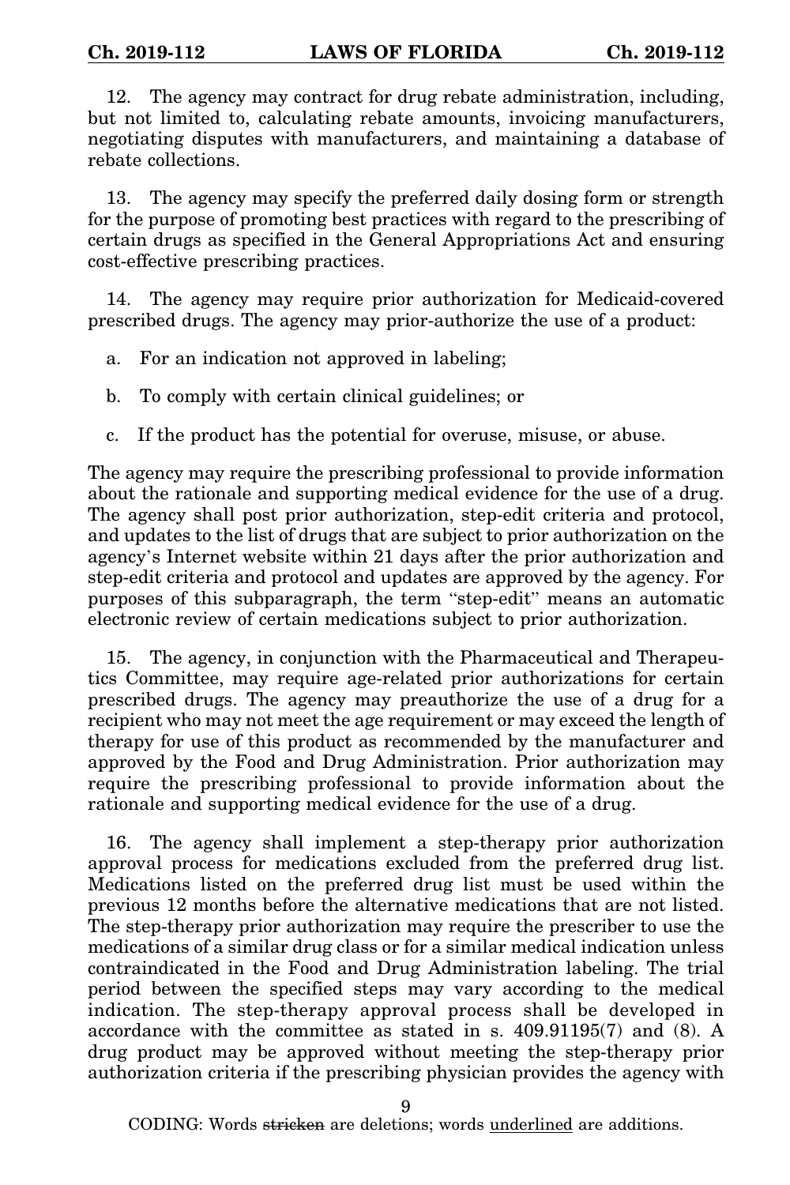12. The agency may contract for drug rebate administration, including, but not limited to, calculating rebate amounts, invoicing manufacturers, negotiating disputes with manufacturers, and maintaining a database of rebate collections.

13. The agency may specify the preferred daily dosing form or strength for the purpose of promoting best practices with regard to the prescribing of certain drugs as specified in the General Appropriations Act and ensuring cost-effective prescribing practices.

14. The agency may require prior authorization for Medicaid-covered prescribed drugs. The agency may prior-authorize the use of a product:

a. For an indication not approved in labeling;

b. To comply with certain clinical guidelines; or

c. If the product has the potential for overuse, misuse, or abuse.

The agency may require the prescribing professional to provide information about the rationale and supporting medical evidence for the use of a drug. The agency shall post prior authorization, step-edit criteria and protocol, and updates to the list of drugs that are subject to prior authorization on the agency's Internet website within 21 days after the prior authorization and step-edit criteria and protocol and updates are approved by the agency. For purposes of this subparagraph, the term "step-edit" means an automatic electronic review of certain medications subject to prior authorization.

15. The agency, in conjunction with the Pharmaceutical and Therapeutics Committee, may require age-related prior authorizations for certain prescribed drugs. The agency may preauthorize the use of a drug for a recipient who may not meet the age requirement or may exceed the length of therapy for use of this product as recommended by the manufacturer and approved by the Food and Drug Administration. Prior authorization may require the prescribing professional to provide information about the rationale and supporting medical evidence for the use of a drug.

16. The agency shall implement a step-therapy prior authorization approval process for medications excluded from the preferred drug list. Medications listed on the preferred drug list must be used within the previous 12 months before the alternative medications that are not listed. The step-therapy prior authorization may require the prescriber to use the medications of a similar drug class or for a similar medical indication unless contraindicated in the Food and Drug Administration labeling. The trial period between the specified steps may vary according to the medical indication. The step-therapy approval process shall be developed in accordance with the committee as stated in s. 409.91195(7) and (8). A drug product may be approved without meeting the step-therapy prior authorization criteria if the prescribing physician provides the agency with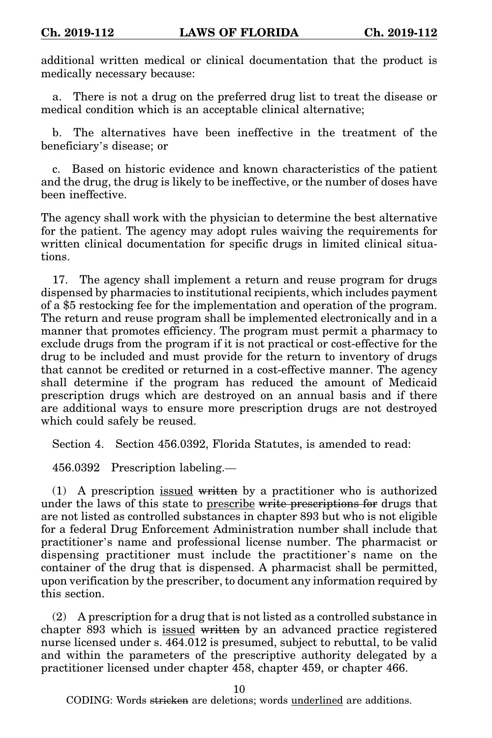additional written medical or clinical documentation that the product is medically necessary because:

a. There is not a drug on the preferred drug list to treat the disease or medical condition which is an acceptable clinical alternative;

b. The alternatives have been ineffective in the treatment of the beneficiary's disease; or

c. Based on historic evidence and known characteristics of the patient and the drug, the drug is likely to be ineffective, or the number of doses have been ineffective.

The agency shall work with the physician to determine the best alternative for the patient. The agency may adopt rules waiving the requirements for written clinical documentation for specific drugs in limited clinical situations.

17. The agency shall implement a return and reuse program for drugs dispensed by pharmacies to institutional recipients, which includes payment of a $5 restocking fee for the implementation and operation of the program. The return and reuse program shall be implemented electronically and in a manner that promotes efficiency. The program must permit a pharmacy to exclude drugs from the program if it is not practical or cost-effective for the drug to be included and must provide for the return to inventory of drugs that cannot be credited or returned in a cost-effective manner. The agency shall determine if the program has reduced the amount of Medicaid prescription drugs which are destroyed on an annual basis and if there are additional ways to ensure more prescription drugs are not destroyed which could safely be reused.

Section 4. Section 456.0392, Florida Statutes, is amended to read:

456.0392 Prescription labeling.—

(1) A prescription <u>issued</u> ~~written~~ by a practitioner who is authorized under the laws of this state to <u>prescribe</u> ~~write prescriptions for~~ drugs that are not listed as controlled substances in chapter 893 but who is not eligible for a federal Drug Enforcement Administration number shall include that practitioner's name and professional license number. The pharmacist or dispensing practitioner must include the practitioner's name on the container of the drug that is dispensed. A pharmacist shall be permitted, upon verification by the prescriber, to document any information required by this section.

(2) A prescription for a drug that is not listed as a controlled substance in chapter 893 which is <u>issued</u> ~~written~~ by an advanced practice registered nurse licensed under s. 464.012 is presumed, subject to rebuttal, to be valid and within the parameters of the prescriptive authority delegated by a practitioner licensed under chapter 458, chapter 459, or chapter 466.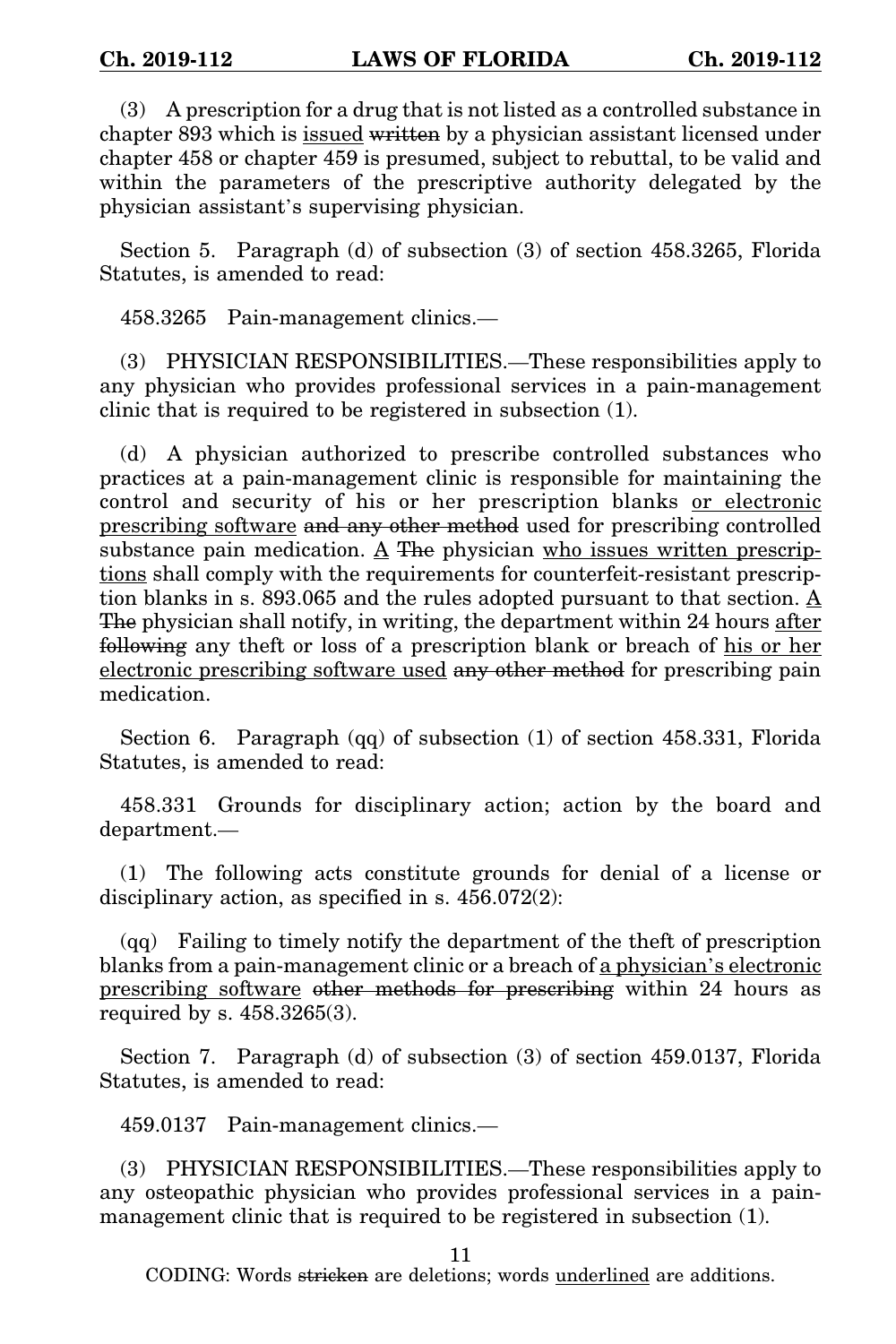(3) A prescription for a drug that is not listed as a controlled substance in chapter 893 which is <u>issued</u> ~~written~~ by a physician assistant licensed under chapter 458 or chapter 459 is presumed, subject to rebuttal, to be valid and within the parameters of the prescriptive authority delegated by the physician assistant's supervising physician.

Section 5. Paragraph (d) of subsection (3) of section 458.3265, Florida Statutes, is amended to read:

458.3265 Pain-management clinics.—

(3) PHYSICIAN RESPONSIBILITIES.—These responsibilities apply to any physician who provides professional services in a pain-management clinic that is required to be registered in subsection (1).

(d) A physician authorized to prescribe controlled substances who practices at a pain-management clinic is responsible for maintaining the control and security of his or her prescription blanks <u>or electronic prescribing software</u> ~~and any other method~~ used for prescribing controlled substance pain medication. <u>A</u> ~~The~~ physician <u>who issues written prescriptions</u> shall comply with the requirements for counterfeit-resistant prescription blanks in s. 893.065 and the rules adopted pursuant to that section. <u>A</u> ~~The~~ physician shall notify, in writing, the department within 24 hours <u>after</u> ~~following~~ any theft or loss of a prescription blank or breach of <u>his or her electronic prescribing software used</u> ~~any other method~~ for prescribing pain medication.

Section 6. Paragraph (qq) of subsection (1) of section 458.331, Florida Statutes, is amended to read:

458.331 Grounds for disciplinary action; action by the board and department.—

(1) The following acts constitute grounds for denial of a license or disciplinary action, as specified in s. 456.072(2):

(qq) Failing to timely notify the department of the theft of prescription blanks from a pain-management clinic or a breach of <u>a physician's electronic prescribing software</u> ~~other methods for prescribing~~ within 24 hours as required by s. 458.3265(3).

Section 7. Paragraph (d) of subsection (3) of section 459.0137, Florida Statutes, is amended to read:

459.0137 Pain-management clinics.—

(3) PHYSICIAN RESPONSIBILITIES.—These responsibilities apply to any osteopathic physician who provides professional services in a pain-management clinic that is required to be registered in subsection (1).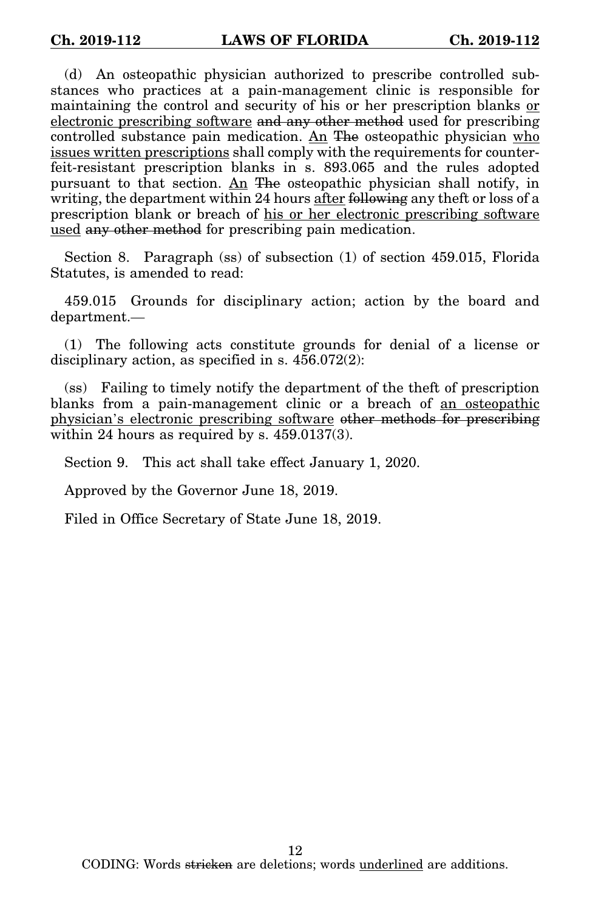(d) An osteopathic physician authorized to prescribe controlled substances who practices at a pain-management clinic is responsible for maintaining the control and security of his or her prescription blanks <u>or electronic prescribing software</u> ~~and any other method~~ used for prescribing controlled substance pain medication. <u>An</u> ~~The~~ osteopathic physician <u>who issues written prescriptions</u> shall comply with the requirements for counterfeit-resistant prescription blanks in s. 893.065 and the rules adopted pursuant to that section. <u>An</u> ~~The~~ osteopathic physician shall notify, in writing, the department within 24 hours <u>after</u> ~~following~~ any theft or loss of a prescription blank or breach of <u>his or her electronic prescribing software used</u> ~~any other method~~ for prescribing pain medication.

Section 8. Paragraph (ss) of subsection (1) of section 459.015, Florida Statutes, is amended to read:

459.015 Grounds for disciplinary action; action by the board and department.—

(1) The following acts constitute grounds for denial of a license or disciplinary action, as specified in s. 456.072(2):

(ss) Failing to timely notify the department of the theft of prescription blanks from a pain-management clinic or a breach of <u>an osteopathic physician's electronic prescribing software</u> ~~other methods for prescribing~~ within 24 hours as required by s. 459.0137(3).

Section 9. This act shall take effect January 1, 2020.

Approved by the Governor June 18, 2019.

Filed in Office Secretary of State June 18, 2019.